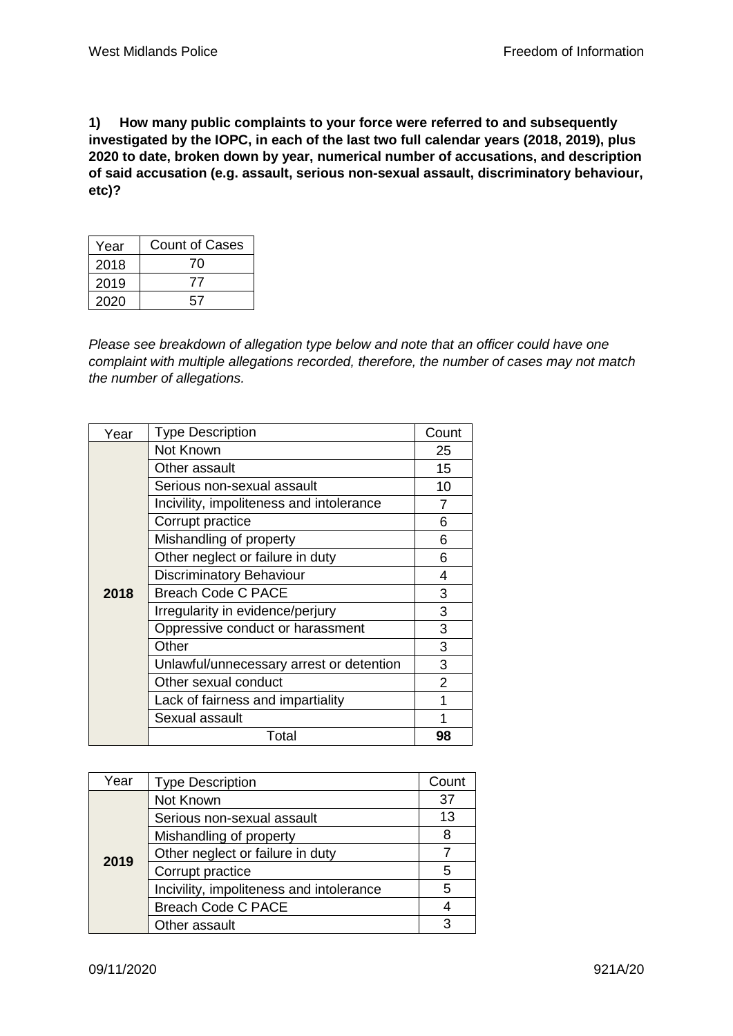**1) How many public complaints to your force were referred to and subsequently investigated by the IOPC, in each of the last two full calendar years (2018, 2019), plus 2020 to date, broken down by year, numerical number of accusations, and description of said accusation (e.g. assault, serious non-sexual assault, discriminatory behaviour, etc)?**

| Year | Count of Cases |
|---|---|
| 2018 | 70 |
| 2019 | 77 |
| 2020 | 57 |

*Please see breakdown of allegation type below and note that an officer could have one complaint with multiple allegations recorded, therefore, the number of cases may not match the number of allegations.*

| Year | Type Description | Count |
|---|---|---|
| **2018** | Not Known | 25 |
| | Other assault | 15 |
| | Serious non-sexual assault | 10 |
| | Incivility, impoliteness and intolerance | 7 |
| | Corrupt practice | 6 |
| | Mishandling of property | 6 |
| | Other neglect or failure in duty | 6 |
| | Discriminatory Behaviour | 4 |
| | Breach Code C PACE | 3 |
| | Irregularity in evidence/perjury | 3 |
| | Oppressive conduct or harassment | 3 |
| | Other | 3 |
| | Unlawful/unnecessary arrest or detention | 3 |
| | Other sexual conduct | 2 |
| | Lack of fairness and impartiality | 1 |
| | Sexual assault | 1 |
| | Total | **98** |

| Year | Type Description | Count |
|---|---|---|
| **2019** | Not Known | 37 |
| | Serious non-sexual assault | 13 |
| | Mishandling of property | 8 |
| | Other neglect or failure in duty | 7 |
| | Corrupt practice | 5 |
| | Incivility, impoliteness and intolerance | 5 |
| | Breach Code C PACE | 4 |
| | Other assault | 3 |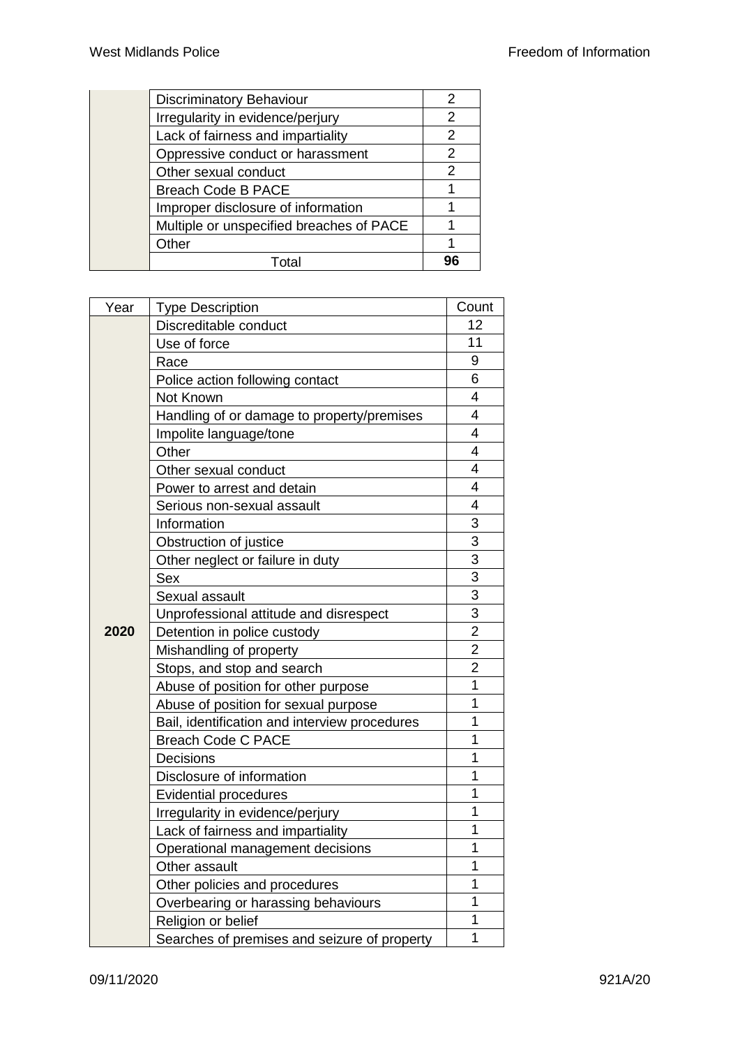| | | |
|---|---|---|
| | Discriminatory Behaviour | 2 |
| | Irregularity in evidence/perjury | 2 |
| | Lack of fairness and impartiality | 2 |
| | Oppressive conduct or harassment | 2 |
| | Other sexual conduct | 2 |
| | Breach Code B PACE | 1 |
| | Improper disclosure of information | 1 |
| | Multiple or unspecified breaches of PACE | 1 |
| | Other | 1 |
| | Total | **96** |

| Year | Type Description | Count |
|---|---|---|
| **2020** | Discreditable conduct | 12 |
| | Use of force | 11 |
| | Race | 9 |
| | Police action following contact | 6 |
| | Not Known | 4 |
| | Handling of or damage to property/premises | 4 |
| | Impolite language/tone | 4 |
| | Other | 4 |
| | Other sexual conduct | 4 |
| | Power to arrest and detain | 4 |
| | Serious non-sexual assault | 4 |
| | Information | 3 |
| | Obstruction of justice | 3 |
| | Other neglect or failure in duty | 3 |
| | Sex | 3 |
| | Sexual assault | 3 |
| | Unprofessional attitude and disrespect | 3 |
| | Detention in police custody | 2 |
| | Mishandling of property | 2 |
| | Stops, and stop and search | 2 |
| | Abuse of position for other purpose | 1 |
| | Abuse of position for sexual purpose | 1 |
| | Bail, identification and interview procedures | 1 |
| | Breach Code C PACE | 1 |
| | Decisions | 1 |
| | Disclosure of information | 1 |
| | Evidential procedures | 1 |
| | Irregularity in evidence/perjury | 1 |
| | Lack of fairness and impartiality | 1 |
| | Operational management decisions | 1 |
| | Other assault | 1 |
| | Other policies and procedures | 1 |
| | Overbearing or harassing behaviours | 1 |
| | Religion or belief | 1 |
| | Searches of premises and seizure of property | 1 |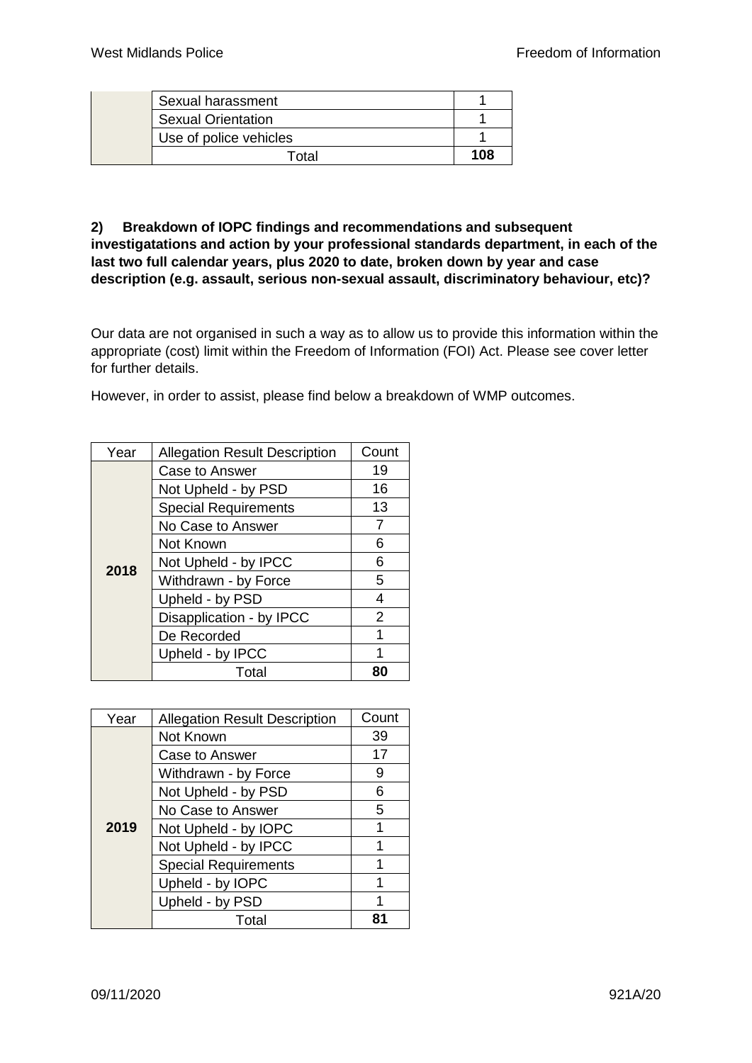| | | |
|---|---|---|
| | Sexual harassment | 1 |
| | Sexual Orientation | 1 |
| | Use of police vehicles | 1 |
| | Total | **108** |

**2) Breakdown of IOPC findings and recommendations and subsequent investigatations and action by your professional standards department, in each of the last two full calendar years, plus 2020 to date, broken down by year and case description (e.g. assault, serious non-sexual assault, discriminatory behaviour, etc)?**

Our data are not organised in such a way as to allow us to provide this information within the appropriate (cost) limit within the Freedom of Information (FOI) Act. Please see cover letter for further details.

However, in order to assist, please find below a breakdown of WMP outcomes.

| Year | Allegation Result Description | Count |
|---|---|---|
| **2018** | Case to Answer | 19 |
| | Not Upheld - by PSD | 16 |
| | Special Requirements | 13 |
| | No Case to Answer | 7 |
| | Not Known | 6 |
| | Not Upheld - by IPCC | 6 |
| | Withdrawn - by Force | 5 |
| | Upheld - by PSD | 4 |
| | Disapplication - by IPCC | 2 |
| | De Recorded | 1 |
| | Upheld - by IPCC | 1 |
| | Total | **80** |

| Year | Allegation Result Description | Count |
|---|---|---|
| **2019** | Not Known | 39 |
| | Case to Answer | 17 |
| | Withdrawn - by Force | 9 |
| | Not Upheld - by PSD | 6 |
| | No Case to Answer | 5 |
| | Not Upheld - by IOPC | 1 |
| | Not Upheld - by IPCC | 1 |
| | Special Requirements | 1 |
| | Upheld - by IOPC | 1 |
| | Upheld - by PSD | 1 |
| | Total | **81** |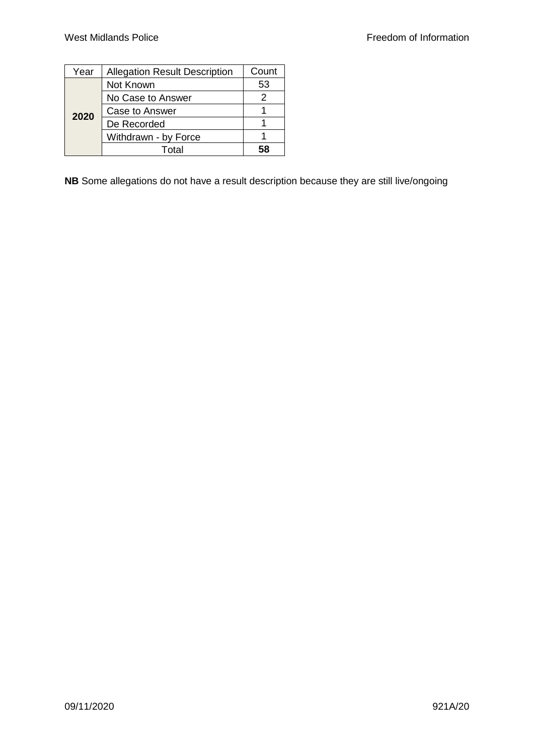| Year | Allegation Result Description | Count |
|---|---|---|
| **2020** | Not Known | 53 |
| | No Case to Answer | 2 |
| | Case to Answer | 1 |
| | De Recorded | 1 |
| | Withdrawn - by Force | 1 |
| | Total | **58** |

**NB** Some allegations do not have a result description because they are still live/ongoing